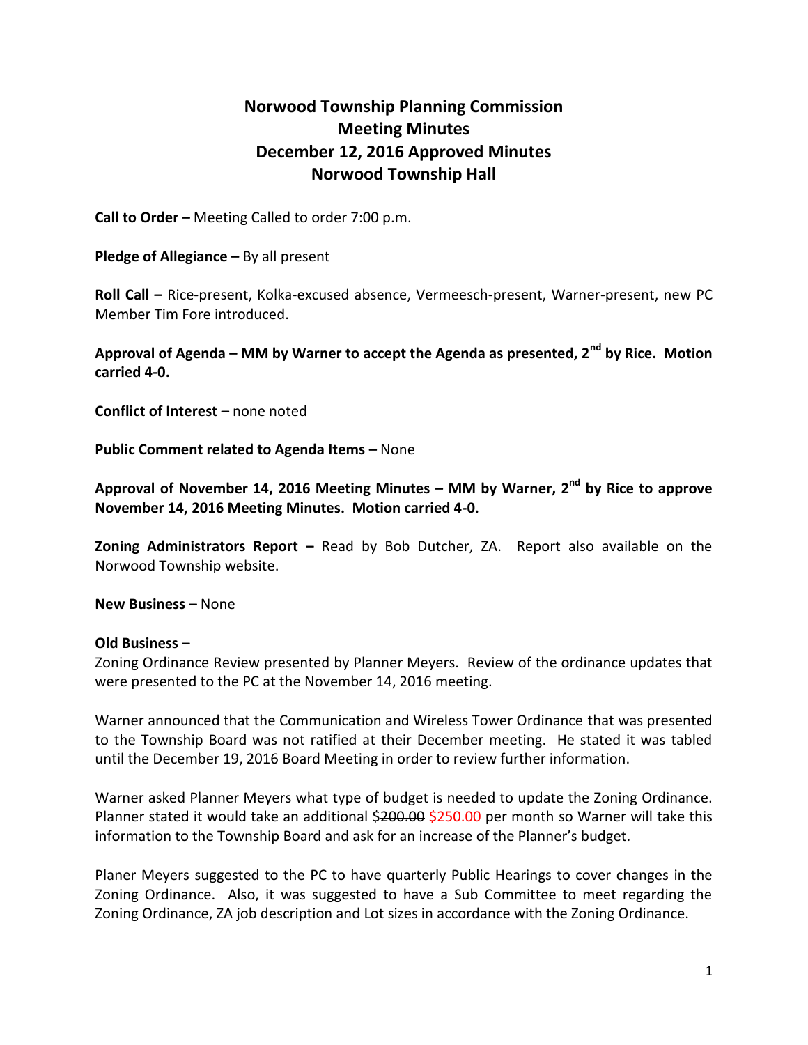# Norwood Township Planning Commission
## Meeting Minutes
## December 12, 2016 Approved Minutes
## Norwood Township Hall

**Call to Order –** Meeting Called to order 7:00 p.m.

**Pledge of Allegiance –** By all present

**Roll Call –** Rice-present, Kolka-excused absence, Vermeesch-present, Warner-present, new PC Member Tim Fore introduced.

**Approval of Agenda – MM by Warner to accept the Agenda as presented, 2nd by Rice. Motion carried 4-0.**

**Conflict of Interest –** none noted

**Public Comment related to Agenda Items –** None

**Approval of November 14, 2016 Meeting Minutes – MM by Warner, 2nd by Rice to approve November 14, 2016 Meeting Minutes. Motion carried 4-0.**

**Zoning Administrators Report –** Read by Bob Dutcher, ZA. Report also available on the Norwood Township website.

**New Business –** None

**Old Business –**

Zoning Ordinance Review presented by Planner Meyers. Review of the ordinance updates that were presented to the PC at the November 14, 2016 meeting.

Warner announced that the Communication and Wireless Tower Ordinance that was presented to the Township Board was not ratified at their December meeting. He stated it was tabled until the December 19, 2016 Board Meeting in order to review further information.

Warner asked Planner Meyers what type of budget is needed to update the Zoning Ordinance. Planner stated it would take an additional $~~200.00~~ $250.00 per month so Warner will take this information to the Township Board and ask for an increase of the Planner's budget.

Planer Meyers suggested to the PC to have quarterly Public Hearings to cover changes in the Zoning Ordinance. Also, it was suggested to have a Sub Committee to meet regarding the Zoning Ordinance, ZA job description and Lot sizes in accordance with the Zoning Ordinance.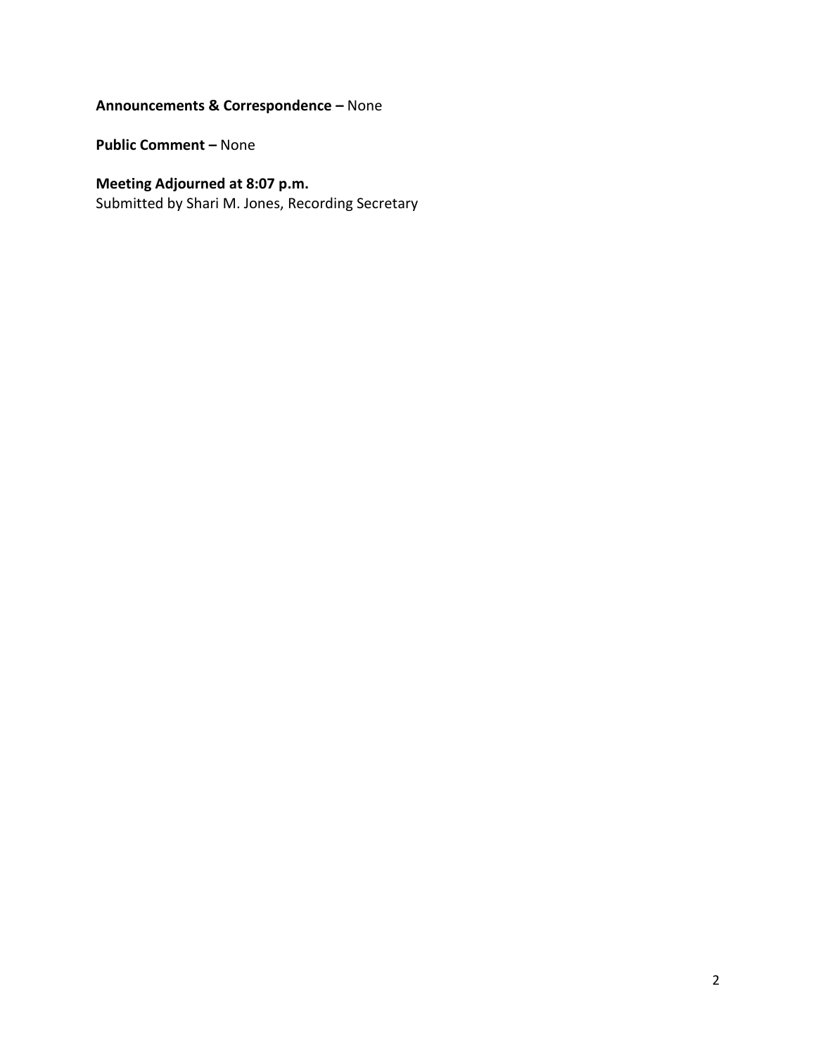**Announcements & Correspondence –** None

**Public Comment –** None

**Meeting Adjourned at 8:07 p.m.**
Submitted by Shari M. Jones, Recording Secretary